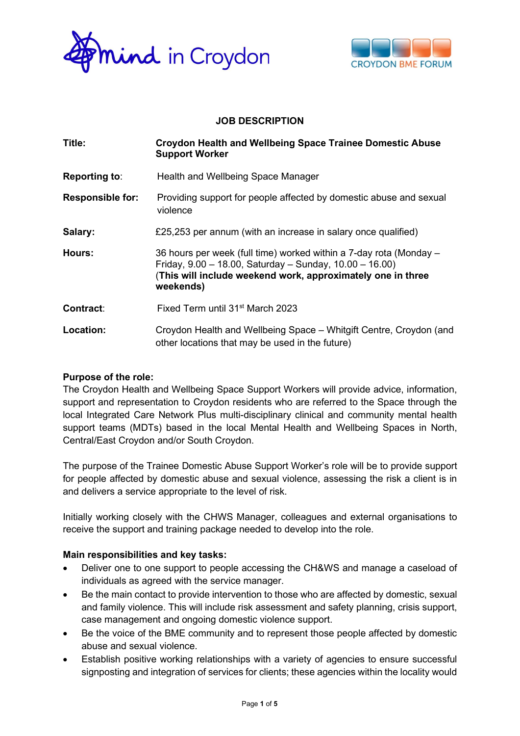mind in Croydon

CROYDON BME FORUM

## JOB DESCRIPTION

| | |
|---|---|
| **Title:** | **Croydon Health and Wellbeing Space Trainee Domestic Abuse Support Worker** |
| **Reporting to:** | Health and Wellbeing Space Manager |
| **Responsible for:** | Providing support for people affected by domestic abuse and sexual violence |
| **Salary:** | £25,253 per annum (with an increase in salary once qualified) |
| **Hours:** | 36 hours per week (full time) worked within a 7-day rota (Monday – Friday, 9.00 – 18.00, Saturday – Sunday, 10.00 – 16.00) (**This will include weekend work, approximately one in three weekends)** |
| **Contract:** | Fixed Term until 31st March 2023 |
| **Location:** | Croydon Health and Wellbeing Space – Whitgift Centre, Croydon (and other locations that may be used in the future) |

**Purpose of the role:**

The Croydon Health and Wellbeing Space Support Workers will provide advice, information, support and representation to Croydon residents who are referred to the Space through the local Integrated Care Network Plus multi-disciplinary clinical and community mental health support teams (MDTs) based in the local Mental Health and Wellbeing Spaces in North, Central/East Croydon and/or South Croydon.

The purpose of the Trainee Domestic Abuse Support Worker's role will be to provide support for people affected by domestic abuse and sexual violence, assessing the risk a client is in and delivers a service appropriate to the level of risk.

Initially working closely with the CHWS Manager, colleagues and external organisations to receive the support and training package needed to develop into the role.

**Main responsibilities and key tasks:**

- Deliver one to one support to people accessing the CH&WS and manage a caseload of individuals as agreed with the service manager.
- Be the main contact to provide intervention to those who are affected by domestic, sexual and family violence. This will include risk assessment and safety planning, crisis support, case management and ongoing domestic violence support.
- Be the voice of the BME community and to represent those people affected by domestic abuse and sexual violence.
- Establish positive working relationships with a variety of agencies to ensure successful signposting and integration of services for clients; these agencies within the locality would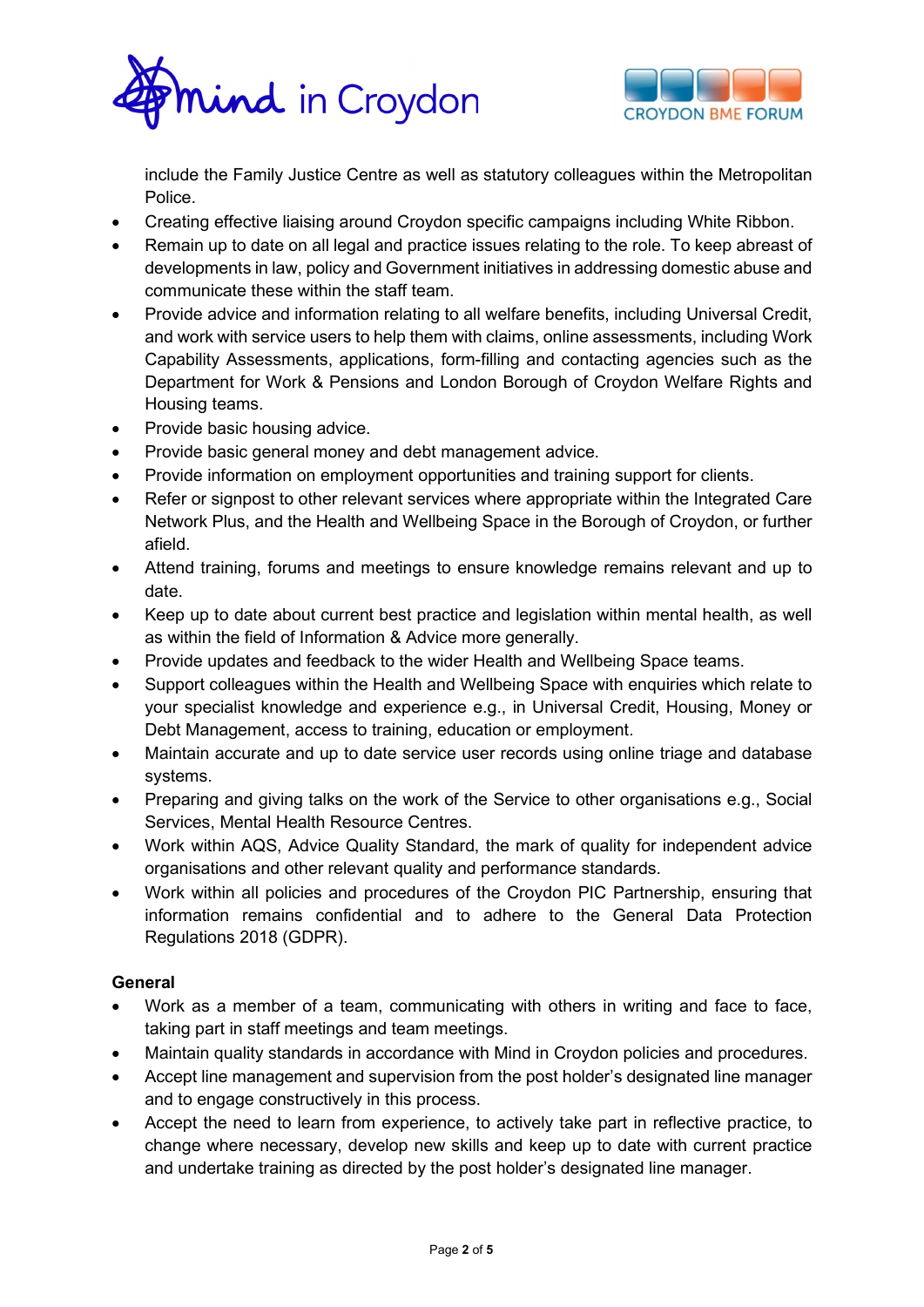include the Family Justice Centre as well as statutory colleagues within the Metropolitan Police.

- Creating effective liaising around Croydon specific campaigns including White Ribbon.
- Remain up to date on all legal and practice issues relating to the role. To keep abreast of developments in law, policy and Government initiatives in addressing domestic abuse and communicate these within the staff team.
- Provide advice and information relating to all welfare benefits, including Universal Credit, and work with service users to help them with claims, online assessments, including Work Capability Assessments, applications, form-filling and contacting agencies such as the Department for Work & Pensions and London Borough of Croydon Welfare Rights and Housing teams.
- Provide basic housing advice.
- Provide basic general money and debt management advice.
- Provide information on employment opportunities and training support for clients.
- Refer or signpost to other relevant services where appropriate within the Integrated Care Network Plus, and the Health and Wellbeing Space in the Borough of Croydon, or further afield.
- Attend training, forums and meetings to ensure knowledge remains relevant and up to date.
- Keep up to date about current best practice and legislation within mental health, as well as within the field of Information & Advice more generally.
- Provide updates and feedback to the wider Health and Wellbeing Space teams.
- Support colleagues within the Health and Wellbeing Space with enquiries which relate to your specialist knowledge and experience e.g., in Universal Credit, Housing, Money or Debt Management, access to training, education or employment.
- Maintain accurate and up to date service user records using online triage and database systems.
- Preparing and giving talks on the work of the Service to other organisations e.g., Social Services, Mental Health Resource Centres.
- Work within AQS, Advice Quality Standard, the mark of quality for independent advice organisations and other relevant quality and performance standards.
- Work within all policies and procedures of the Croydon PIC Partnership, ensuring that information remains confidential and to adhere to the General Data Protection Regulations 2018 (GDPR).

**General**

- Work as a member of a team, communicating with others in writing and face to face, taking part in staff meetings and team meetings.
- Maintain quality standards in accordance with Mind in Croydon policies and procedures.
- Accept line management and supervision from the post holder's designated line manager and to engage constructively in this process.
- Accept the need to learn from experience, to actively take part in reflective practice, to change where necessary, develop new skills and keep up to date with current practice and undertake training as directed by the post holder's designated line manager.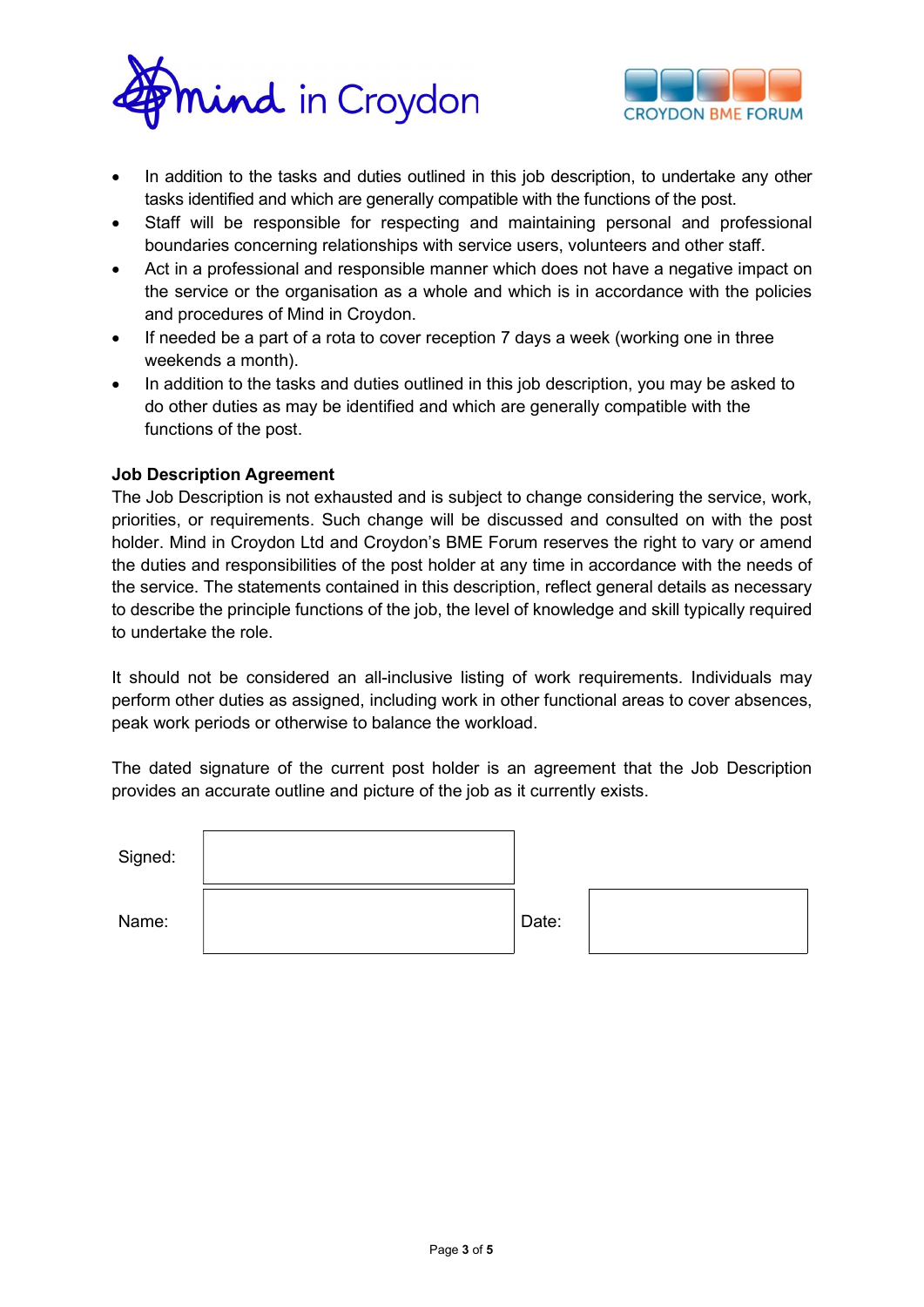- In addition to the tasks and duties outlined in this job description, to undertake any other tasks identified and which are generally compatible with the functions of the post.
- Staff will be responsible for respecting and maintaining personal and professional boundaries concerning relationships with service users, volunteers and other staff.
- Act in a professional and responsible manner which does not have a negative impact on the service or the organisation as a whole and which is in accordance with the policies and procedures of Mind in Croydon.
- If needed be a part of a rota to cover reception 7 days a week (working one in three weekends a month).
- In addition to the tasks and duties outlined in this job description, you may be asked to do other duties as may be identified and which are generally compatible with the functions of the post.

**Job Description Agreement**

The Job Description is not exhausted and is subject to change considering the service, work, priorities, or requirements. Such change will be discussed and consulted on with the post holder. Mind in Croydon Ltd and Croydon's BME Forum reserves the right to vary or amend the duties and responsibilities of the post holder at any time in accordance with the needs of the service. The statements contained in this description, reflect general details as necessary to describe the principle functions of the job, the level of knowledge and skill typically required to undertake the role.

It should not be considered an all-inclusive listing of work requirements. Individuals may perform other duties as assigned, including work in other functional areas to cover absences, peak work periods or otherwise to balance the workload.

The dated signature of the current post holder is an agreement that the Job Description provides an accurate outline and picture of the job as it currently exists.

| | | | |
|---|---|---|---|
| Signed: | | | |
| Name: | | Date: | |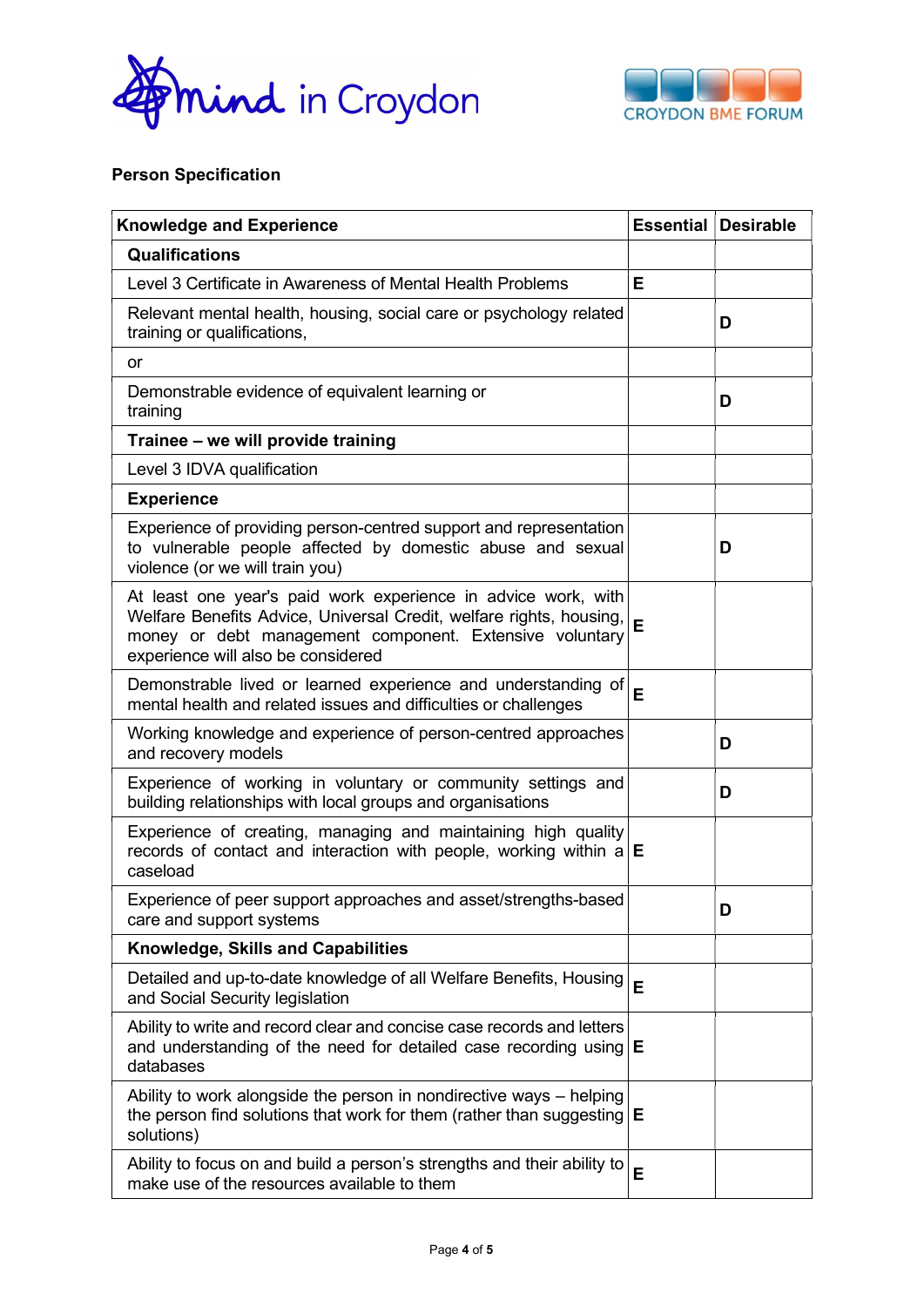**Person Specification**

| Knowledge and Experience | Essential | Desirable |
|---|---|---|
| **Qualifications** | | |
| Level 3 Certificate in Awareness of Mental Health Problems | E | |
| Relevant mental health, housing, social care or psychology related training or qualifications, | | D |
| or | | |
| Demonstrable evidence of equivalent learning or training | | D |
| **Trainee – we will provide training** | | |
| Level 3 IDVA qualification | | |
| **Experience** | | |
| Experience of providing person-centred support and representation to vulnerable people affected by domestic abuse and sexual violence (or we will train you) | | D |
| At least one year's paid work experience in advice work, with Welfare Benefits Advice, Universal Credit, welfare rights, housing, money or debt management component. Extensive voluntary experience will also be considered | E | |
| Demonstrable lived or learned experience and understanding of mental health and related issues and difficulties or challenges | E | |
| Working knowledge and experience of person-centred approaches and recovery models | | D |
| Experience of working in voluntary or community settings and building relationships with local groups and organisations | | D |
| Experience of creating, managing and maintaining high quality records of contact and interaction with people, working within a caseload | E | |
| Experience of peer support approaches and asset/strengths-based care and support systems | | D |
| **Knowledge, Skills and Capabilities** | | |
| Detailed and up-to-date knowledge of all Welfare Benefits, Housing and Social Security legislation | E | |
| Ability to write and record clear and concise case records and letters and understanding of the need for detailed case recording using databases | E | |
| Ability to work alongside the person in nondirective ways – helping the person find solutions that work for them (rather than suggesting solutions) | E | |
| Ability to focus on and build a person's strengths and their ability to make use of the resources available to them | E | |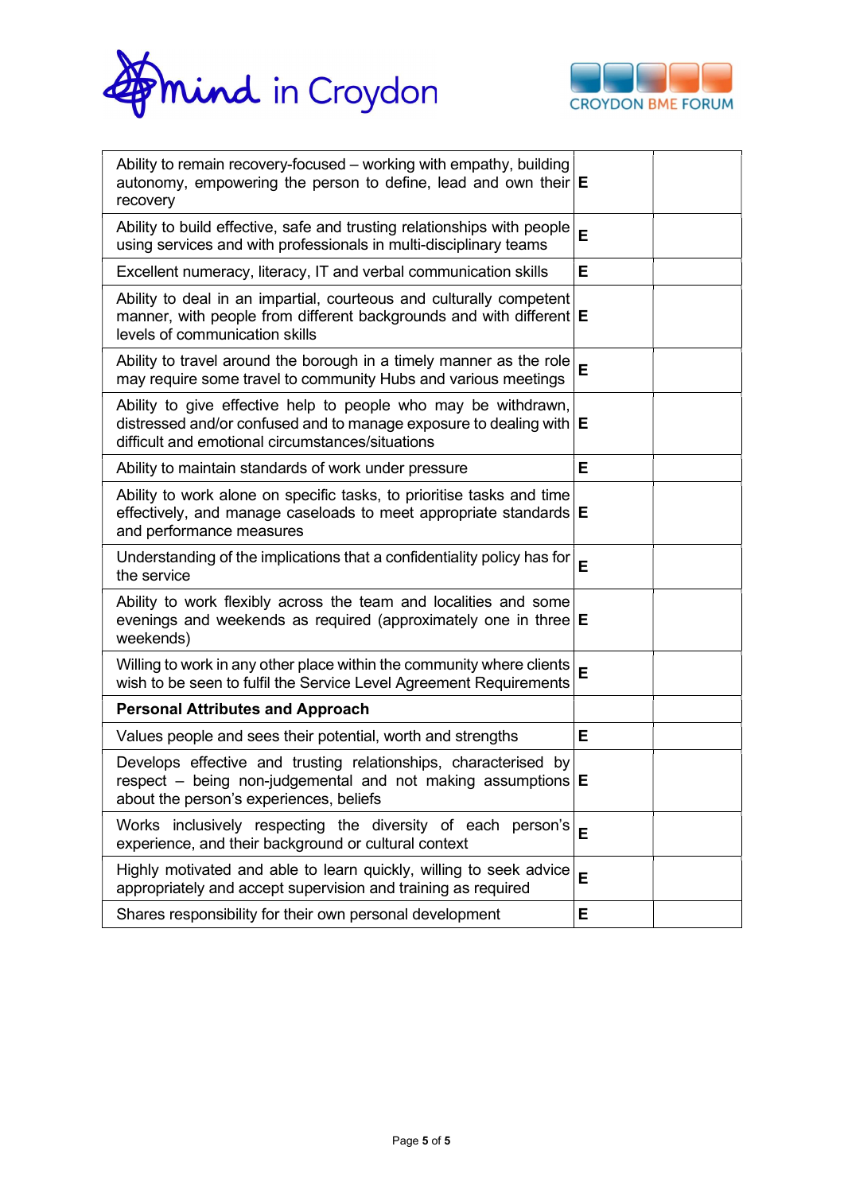| | | |
|---|---|---|
| Ability to remain recovery-focused – working with empathy, building autonomy, empowering the person to define, lead and own their recovery | **E** | |
| Ability to build effective, safe and trusting relationships with people using services and with professionals in multi-disciplinary teams | **E** | |
| Excellent numeracy, literacy, IT and verbal communication skills | **E** | |
| Ability to deal in an impartial, courteous and culturally competent manner, with people from different backgrounds and with different levels of communication skills | **E** | |
| Ability to travel around the borough in a timely manner as the role may require some travel to community Hubs and various meetings | **E** | |
| Ability to give effective help to people who may be withdrawn, distressed and/or confused and to manage exposure to dealing with difficult and emotional circumstances/situations | **E** | |
| Ability to maintain standards of work under pressure | **E** | |
| Ability to work alone on specific tasks, to prioritise tasks and time effectively, and manage caseloads to meet appropriate standards and performance measures | **E** | |
| Understanding of the implications that a confidentiality policy has for the service | **E** | |
| Ability to work flexibly across the team and localities and some evenings and weekends as required (approximately one in three weekends) | **E** | |
| Willing to work in any other place within the community where clients wish to be seen to fulfil the Service Level Agreement Requirements | **E** | |
| **Personal Attributes and Approach** | | |
| Values people and sees their potential, worth and strengths | **E** | |
| Develops effective and trusting relationships, characterised by respect – being non-judgemental and not making assumptions about the person's experiences, beliefs | **E** | |
| Works inclusively respecting the diversity of each person's experience, and their background or cultural context | **E** | |
| Highly motivated and able to learn quickly, willing to seek advice appropriately and accept supervision and training as required | **E** | |
| Shares responsibility for their own personal development | **E** | |